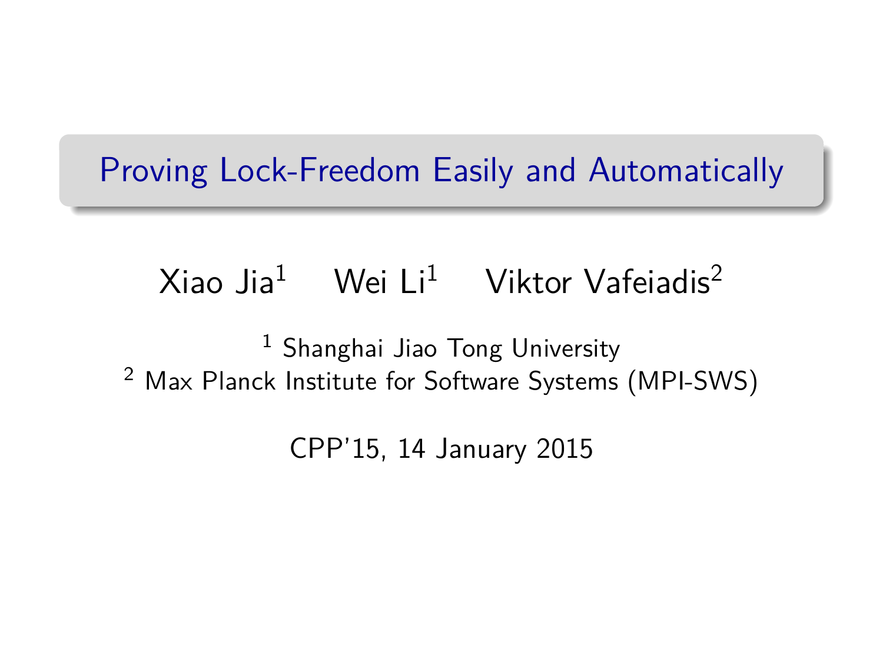# Proving Lock-Freedom Easily and Automatically

Xiao Jia[1] Wei Li[1] Viktor Vafeiadis[2]

[1] Shanghai Jiao Tong University
[2] Max Planck Institute for Software Systems (MPI-SWS)

CPP'15, 14 January 2015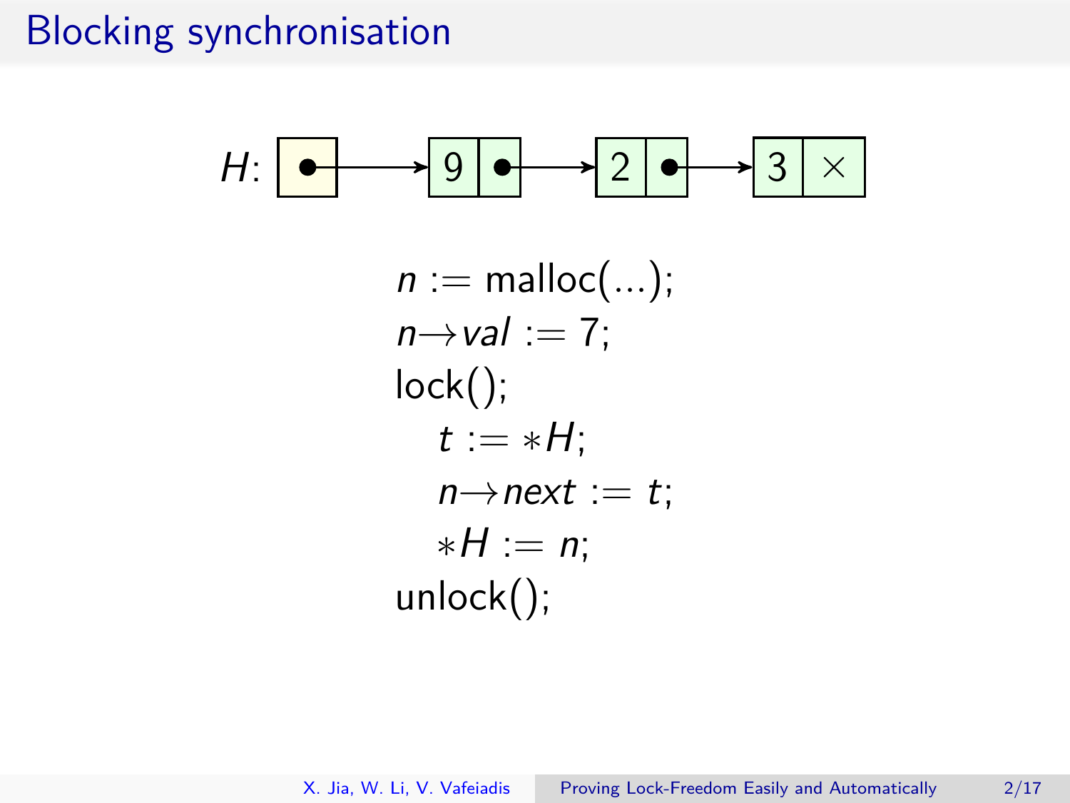# Blocking synchronisation

H: [•] → [9 | •] → [2 | •] → [3 | ×]

```
n := malloc(...);
n→val := 7;
lock();
   t := *H;
   n→next := t;
   *H := n;
unlock();
```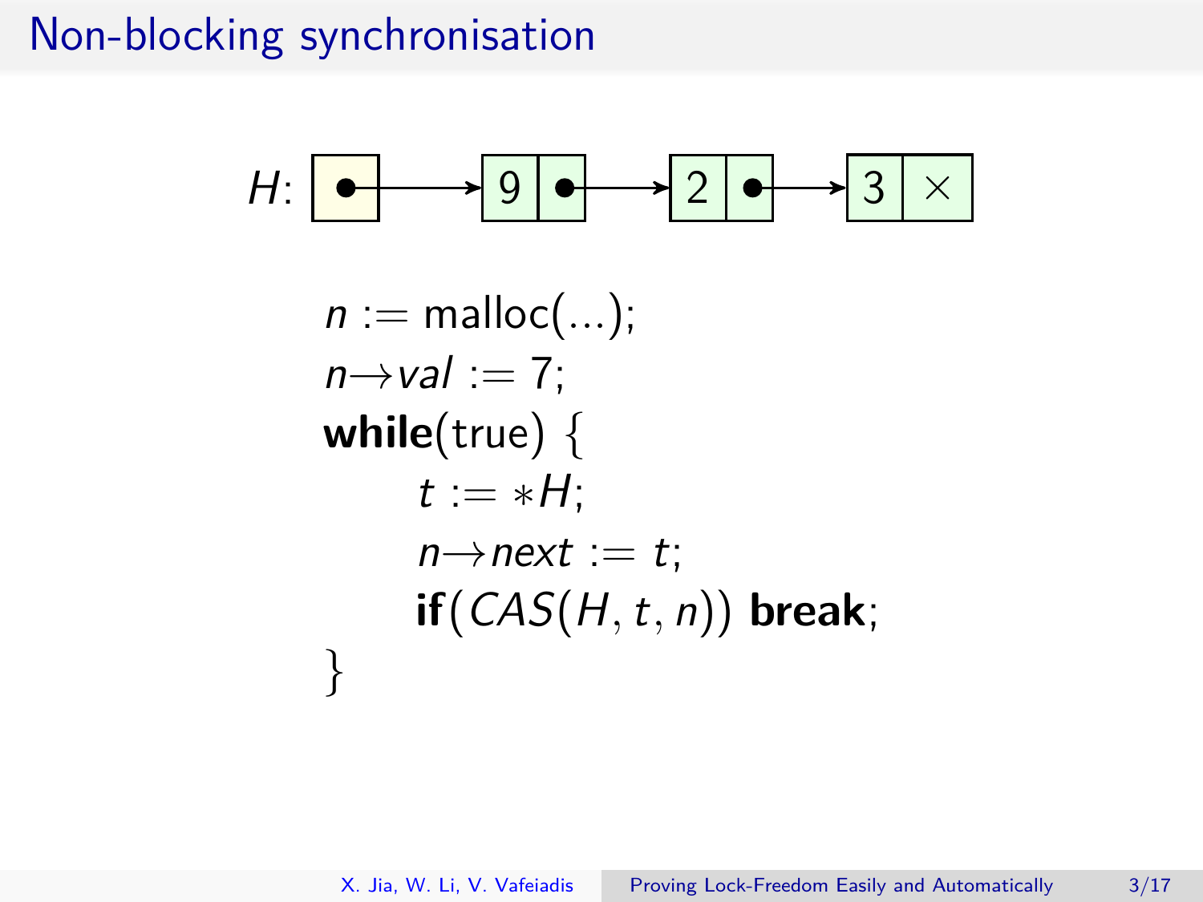# Non-blocking synchronisation

H: [•] → [9 | •] → [2 | •] → [3 | ×]

```
n := malloc(...);
n→val := 7;
while(true) {
    t := *H;
    n→next := t;
    if(CAS(H, t, n)) break;
}
```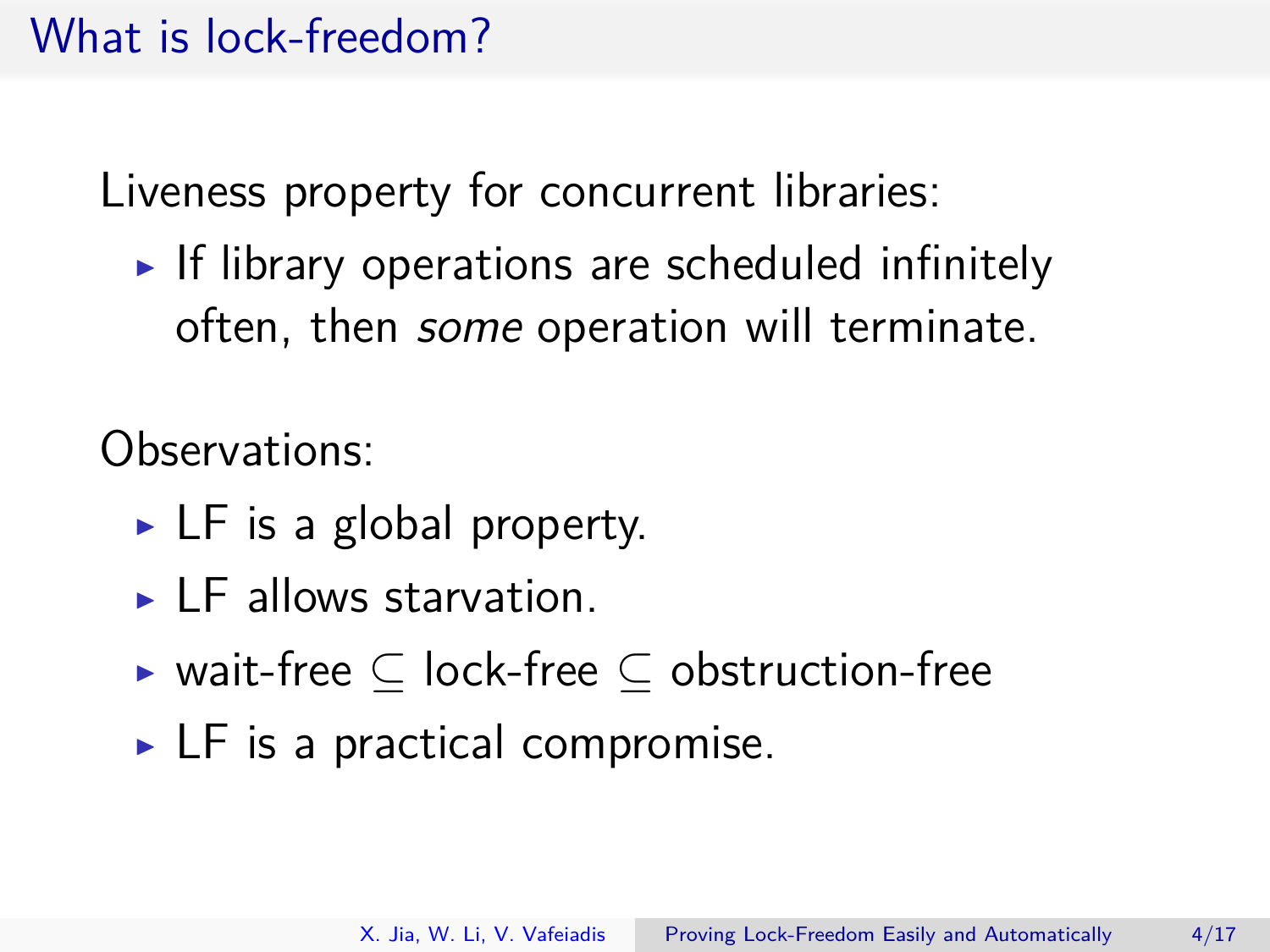# What is lock-freedom?

Liveness property for concurrent libraries:

- If library operations are scheduled infinitely often, then *some* operation will terminate.

Observations:

- LF is a global property.
- LF allows starvation.
- wait-free $\subseteq$ lock-free $\subseteq$ obstruction-free
- LF is a practical compromise.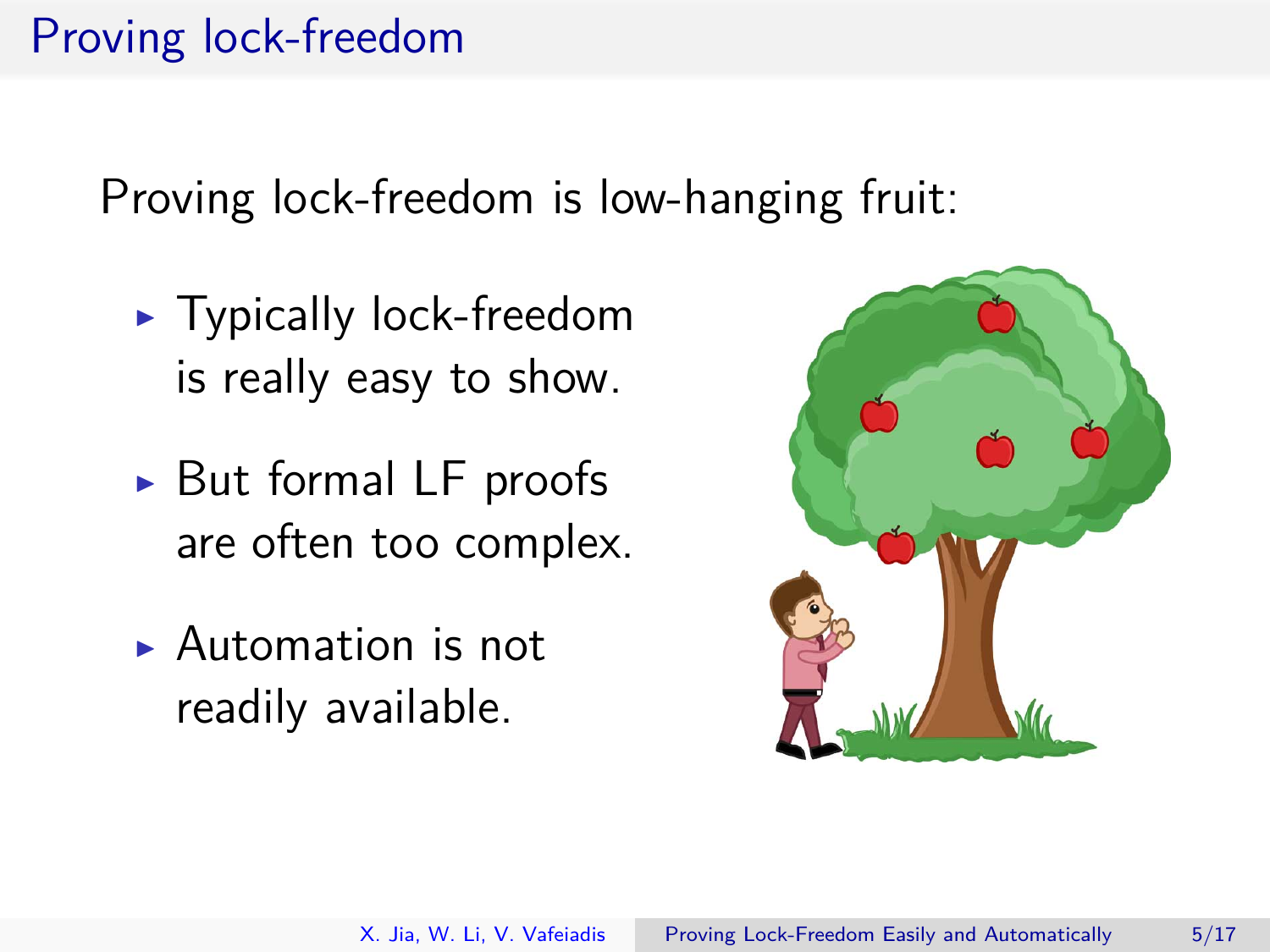# Proving lock-freedom

Proving lock-freedom is low-hanging fruit:

- Typically lock-freedom is really easy to show.
- But formal LF proofs are often too complex.
- Automation is not readily available.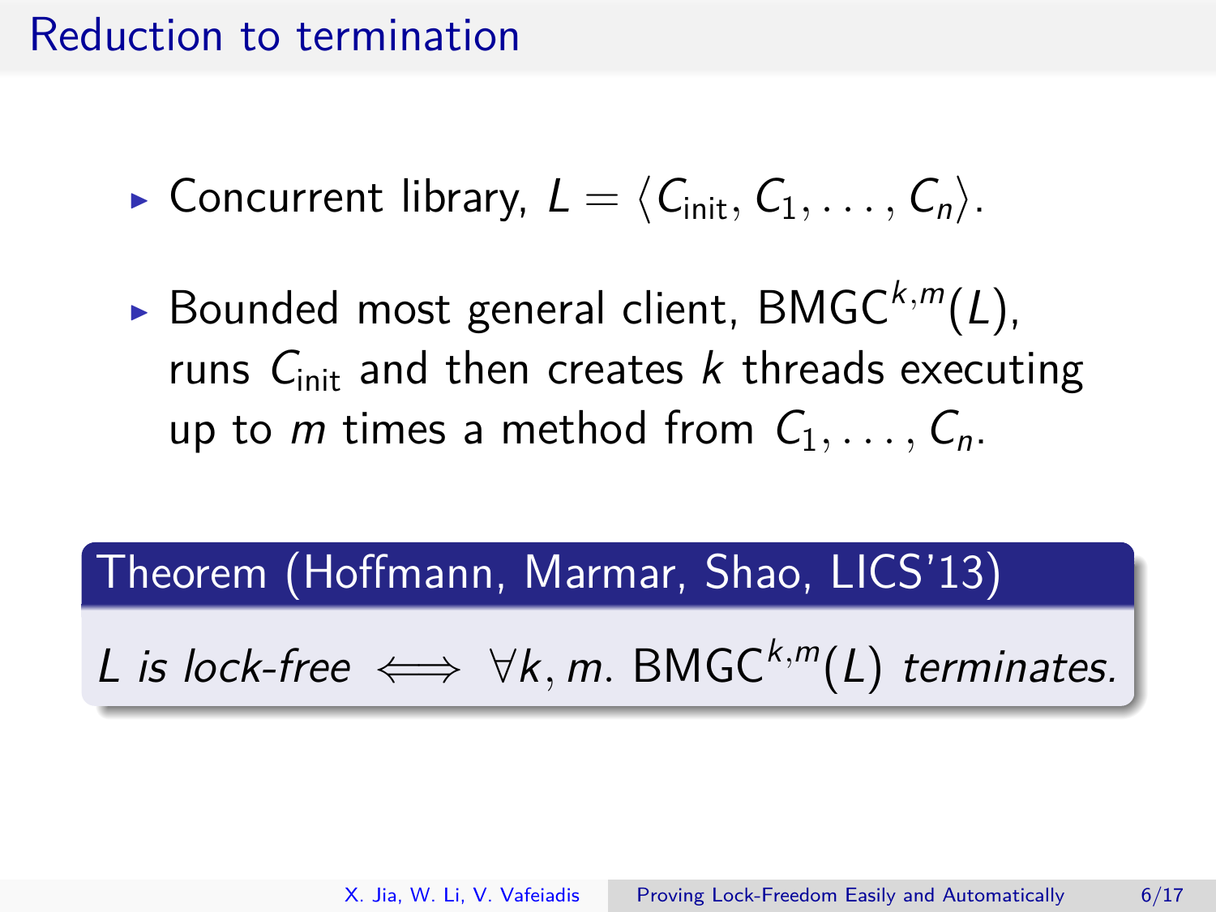# Reduction to termination

- Concurrent library, $L = \langle C_{\text{init}}, C_1, \ldots, C_n \rangle$.
- Bounded most general client, $\text{BMGC}^{k,m}(L)$, runs $C_{\text{init}}$ and then creates $k$ threads executing up to $m$ times a method from $C_1, \ldots, C_n$.

**Theorem (Hoffmann, Marmar, Shao, LICS'13)**

*L is lock-free* $\iff \forall k, m.\ \text{BMGC}^{k,m}(L)$ *terminates.*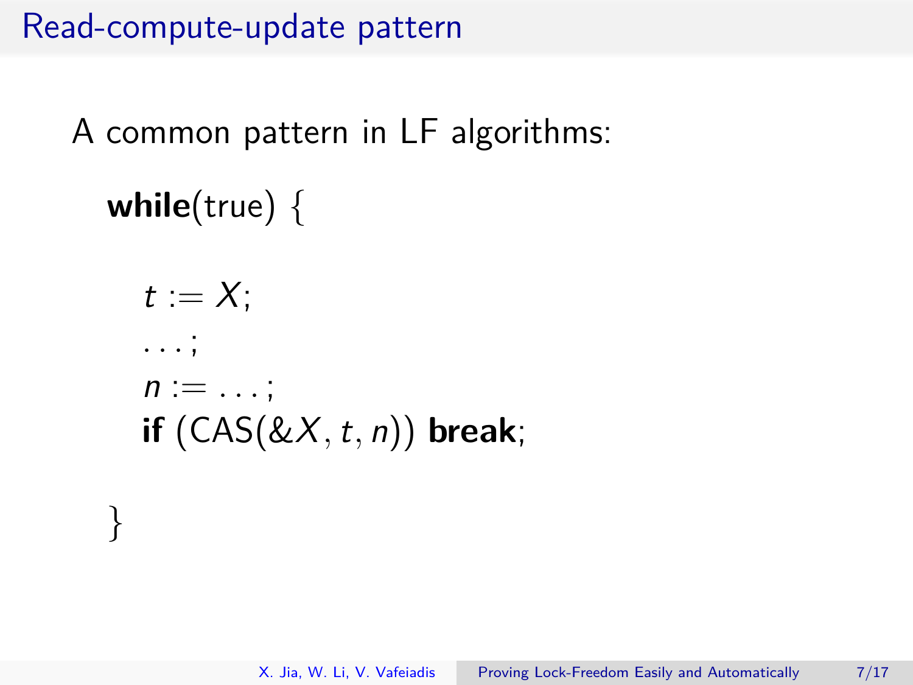# Read-compute-update pattern

A common pattern in LF algorithms:

```
while(true) {

    t := X;
    ...;
    n := ...;
    if (CAS(&X, t, n)) break;

}
```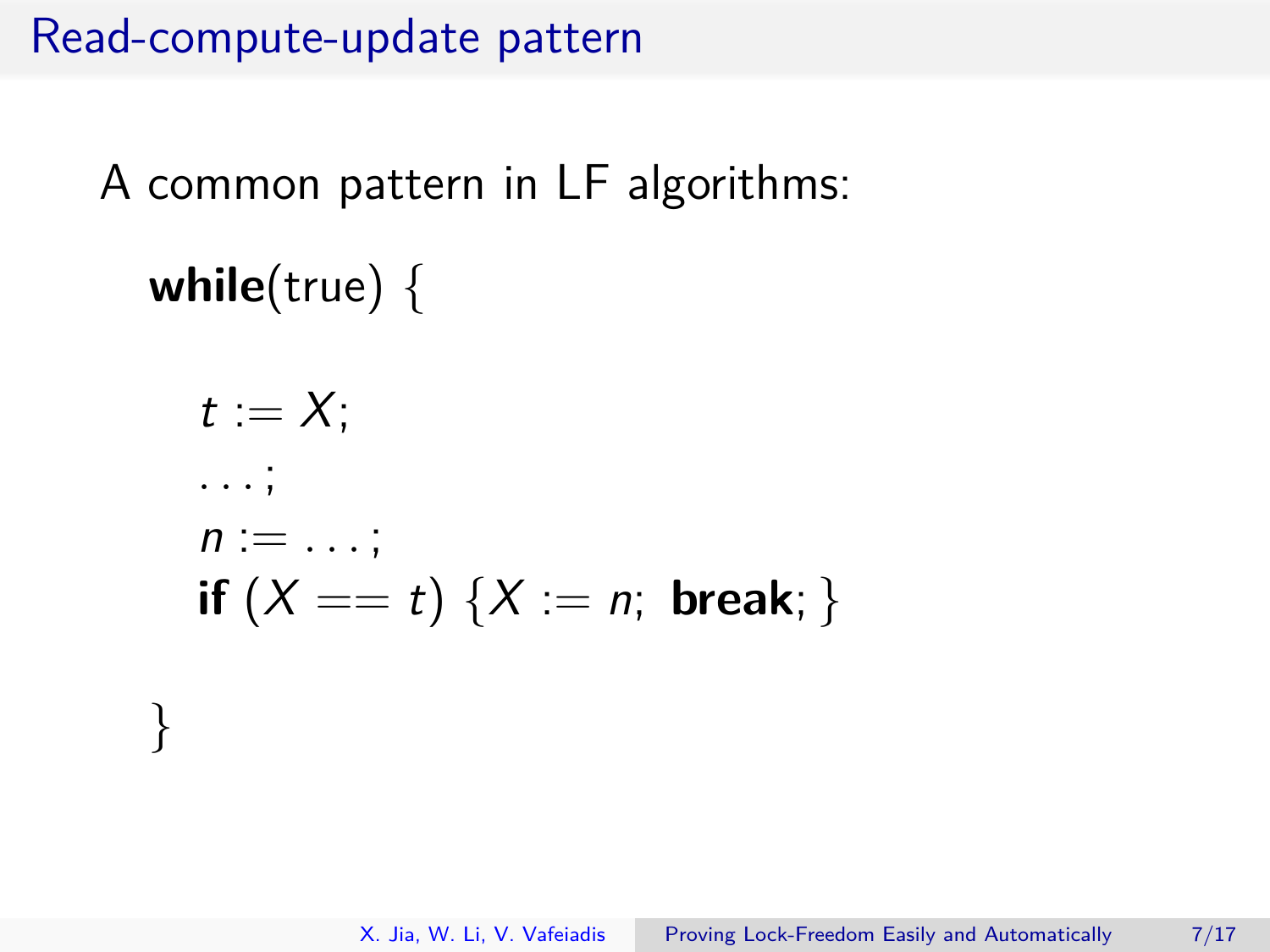# Read-compute-update pattern

A common pattern in LF algorithms:

```
while(true) {

    t := X;
    ...;
    n := ...;
    if (X == t) {X := n; break; }

}
```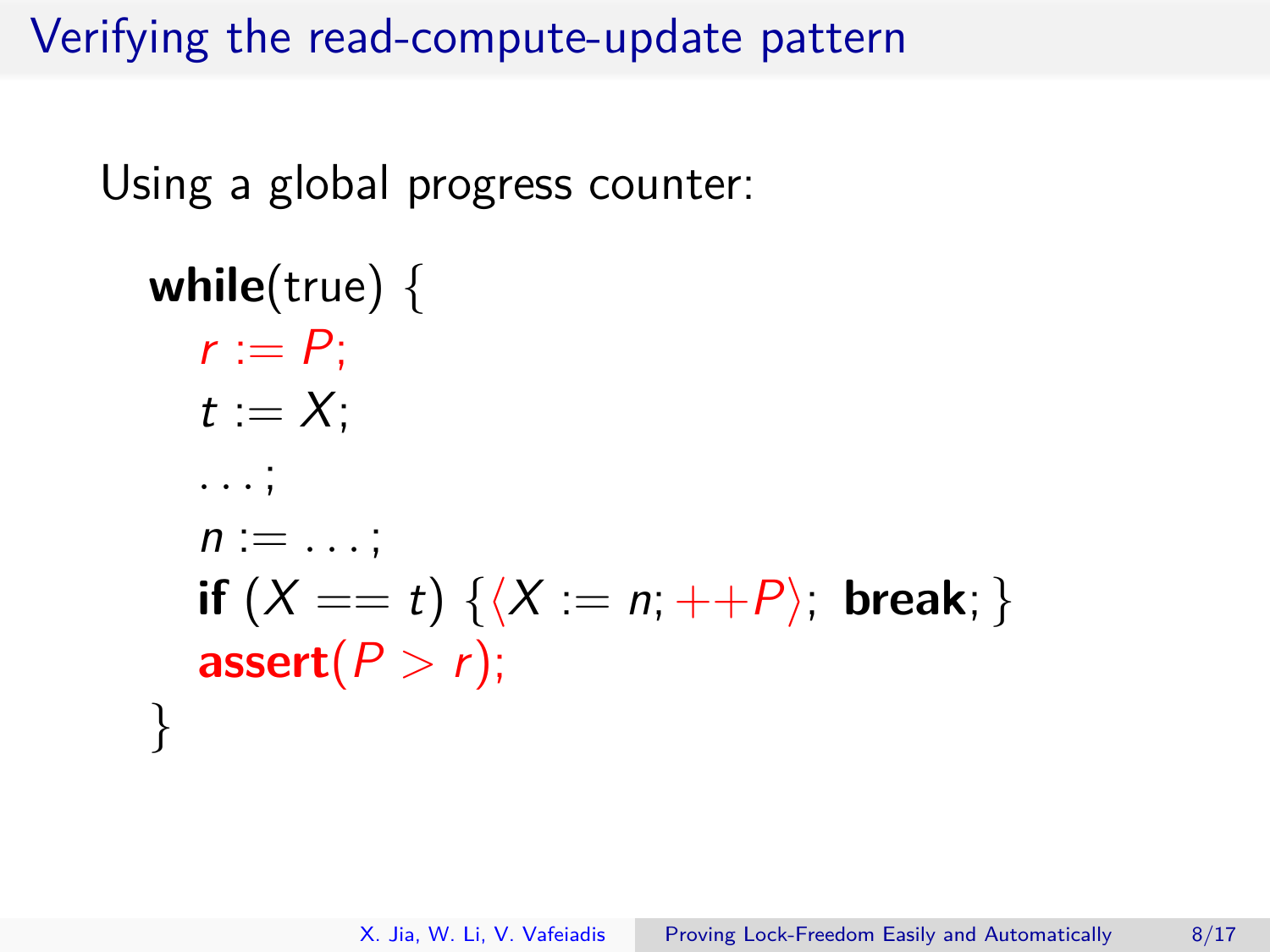# Verifying the read-compute-update pattern

Using a global progress counter:

```
while(true) {
  r := P;
  t := X;
  ...;
  n := ...;
  if (X == t) {⟨X := n; ++P⟩; break; }
  assert(P > r);
}
```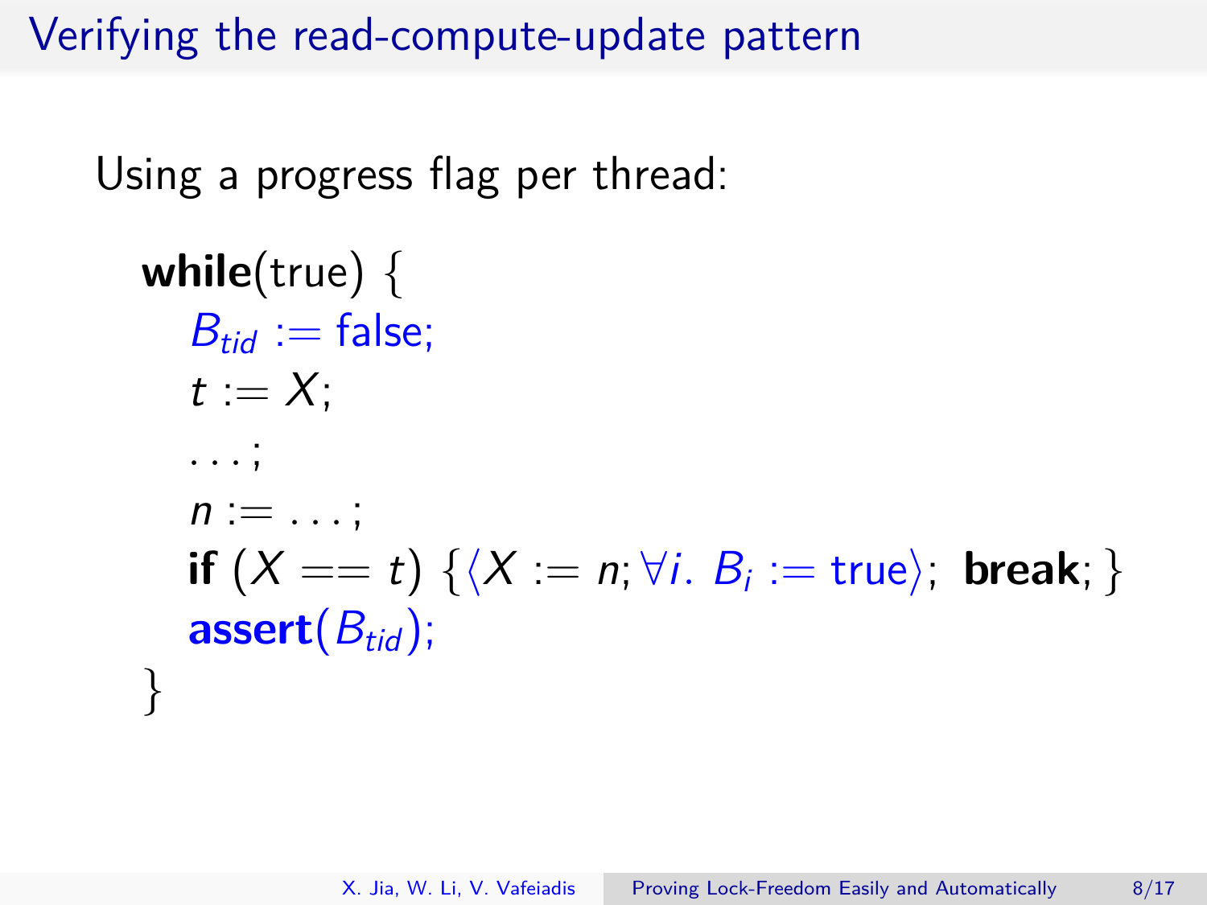# Verifying the read-compute-update pattern

Using a progress flag per thread:

```
while(true) {
  B_tid := false;
  t := X;
  ...;
  n := ...;
  if (X == t) {⟨X := n; ∀i. B_i := true⟩; break; }
  assert(B_tid);
}
```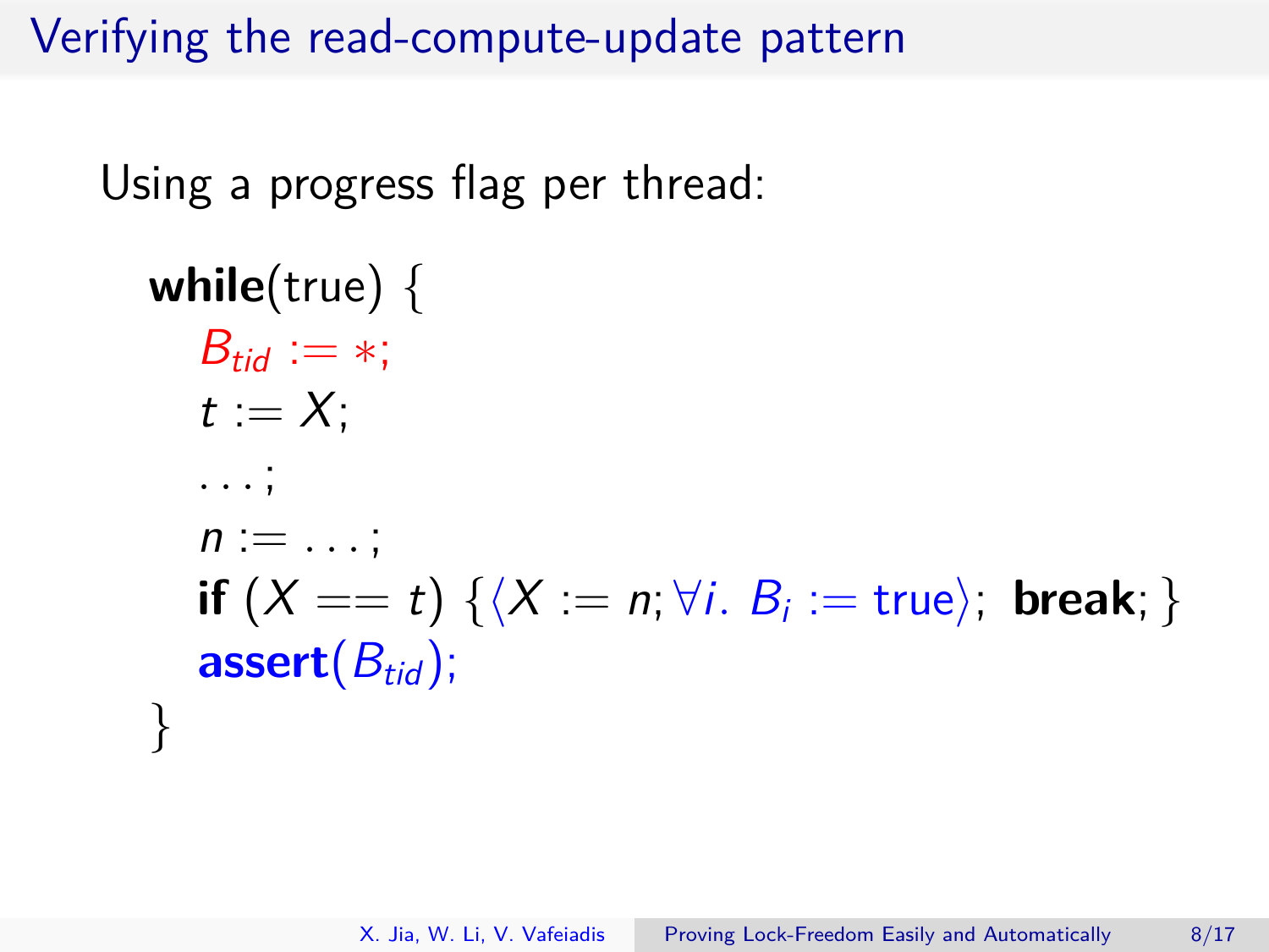# Verifying the read-compute-update pattern

Using a progress flag per thread:

$$
\begin{array}{l}
\textbf{while}(\text{true})\ \{ \\
\quad B_{tid} := *; \\
\quad t := X; \\
\quad \ldots; \\
\quad n := \ldots; \\
\quad \textbf{if}\ (X == t)\ \{\langle X := n; \forall i.\ B_i := \text{true}\rangle;\ \textbf{break};\} \\
\quad \textbf{assert}(B_{tid}); \\
\}
\end{array}
$$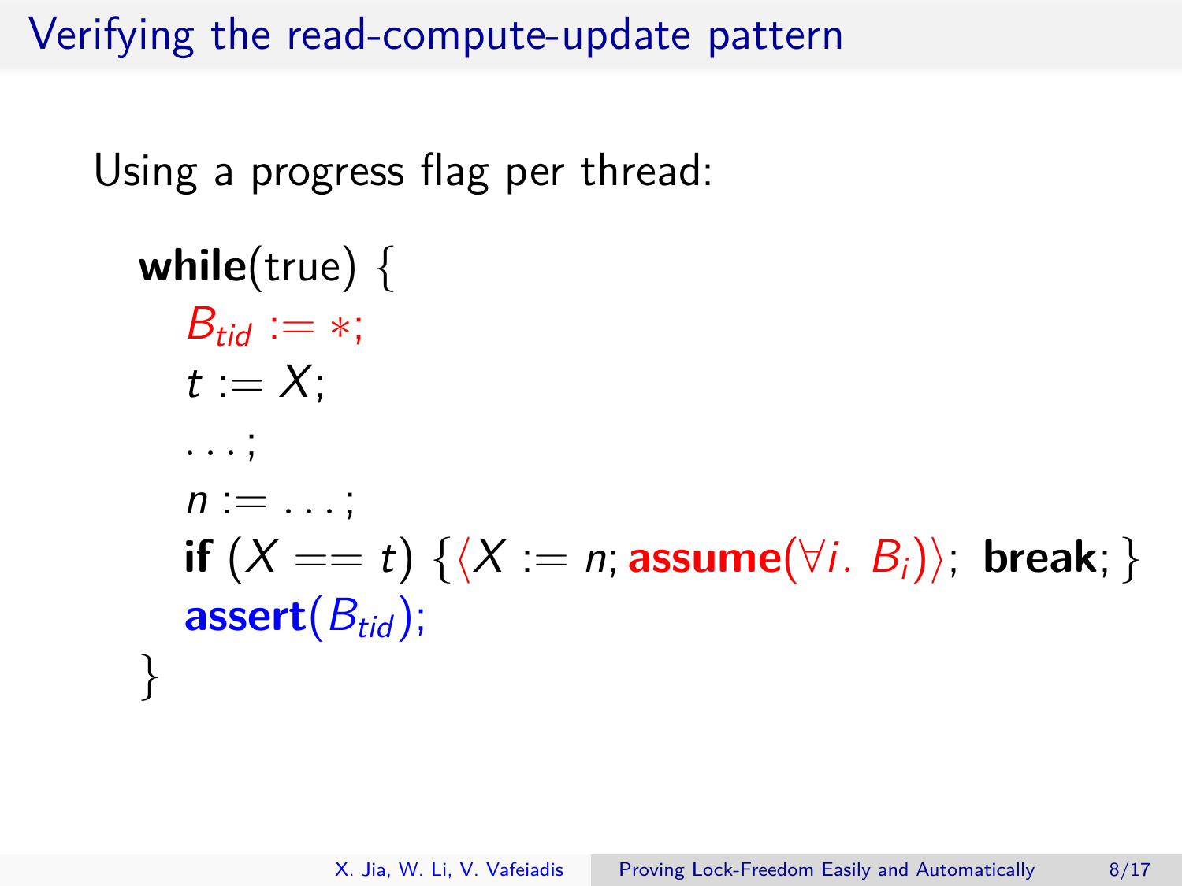# Verifying the read-compute-update pattern

Using a progress flag per thread:

```
while(true) {
    B_tid := *;
    t := X;
    ...;
    n := ...;
    if (X == t) {⟨X := n; assume(∀i. B_i)⟩; break; }
    assert(B_tid);
}
```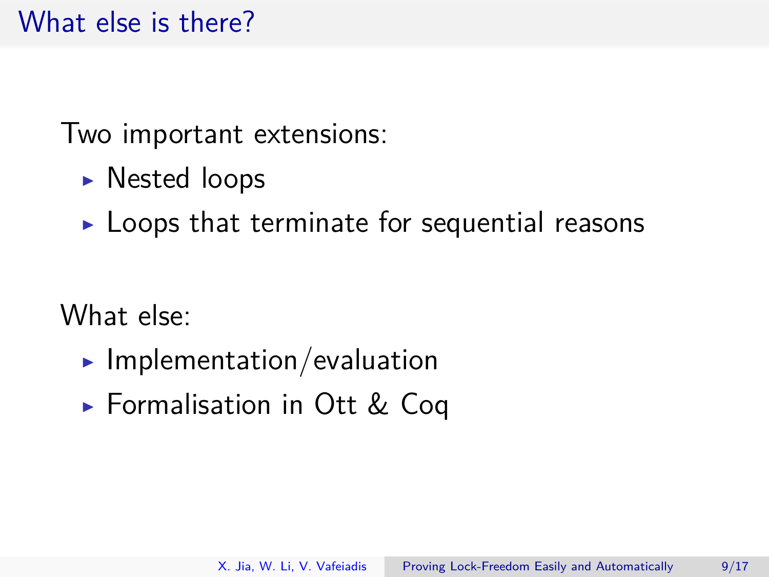# What else is there?

Two important extensions:

- Nested loops
- Loops that terminate for sequential reasons

What else:

- Implementation/evaluation
- Formalisation in Ott & Coq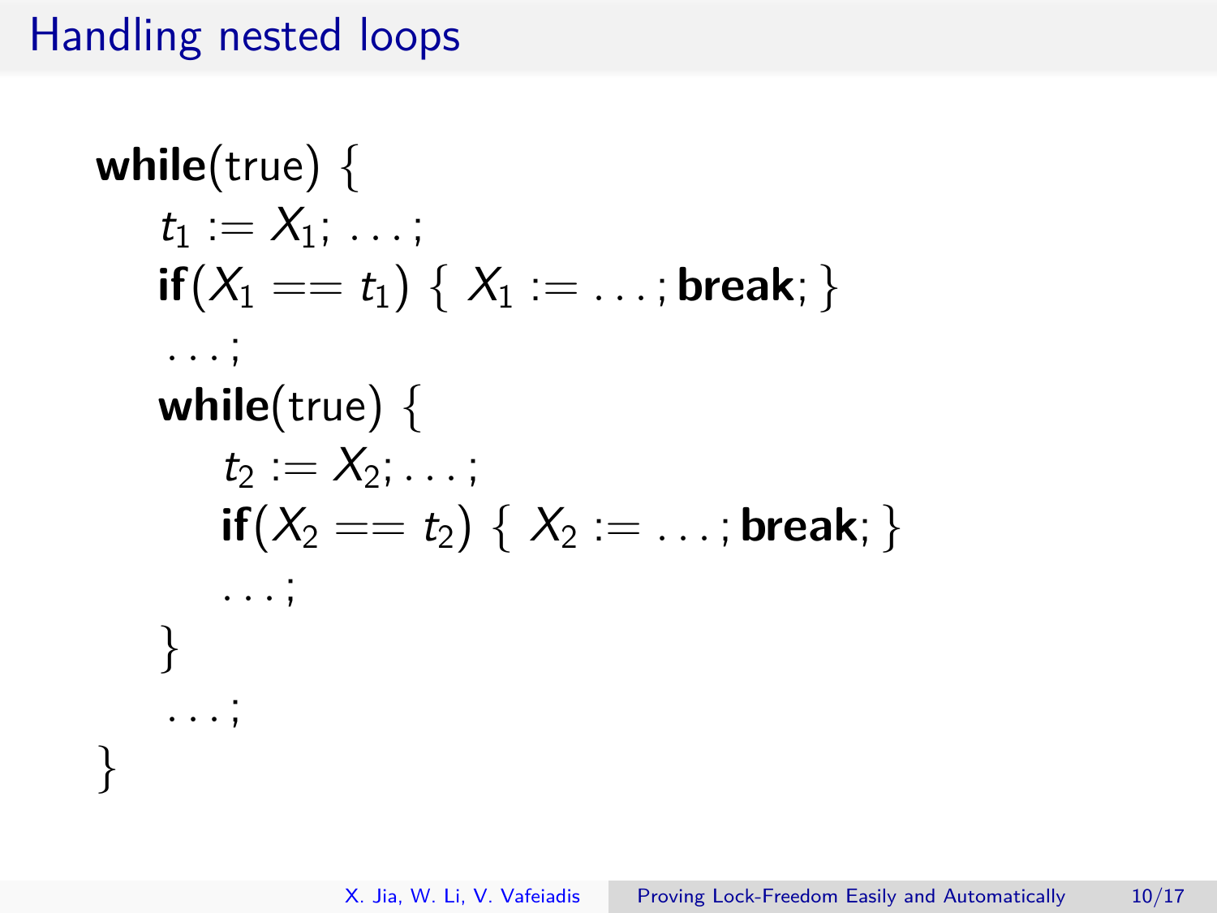# Handling nested loops

```
while(true) {
    t1 := X1; ...;
    if(X1 == t1) { X1 := ...; break; }
    ...;
    while(true) {
        t2 := X2; ...;
        if(X2 == t2) { X2 := ...; break; }
        ...;
    }
    ...;
}
```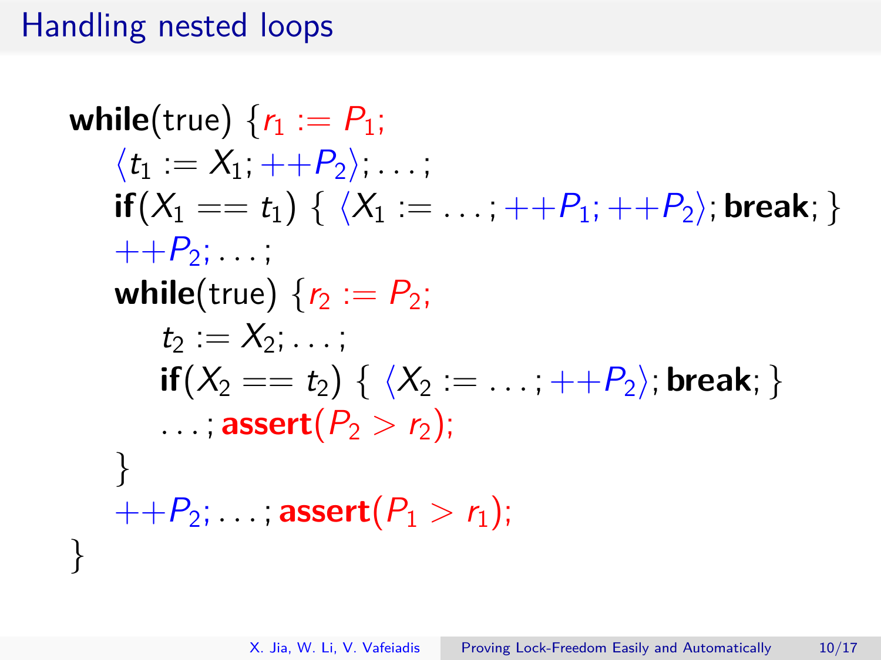# Handling nested loops

```
while(true) {r₁ := P₁;
    ⟨t₁ := X₁; ++P₂⟩; ...;
    if(X₁ == t₁) { ⟨X₁ := ...; ++P₁; ++P₂⟩; break; }
    ++P₂; ...;
    while(true) {r₂ := P₂;
        t₂ := X₂; ...;
        if(X₂ == t₂) { ⟨X₂ := ...; ++P₂⟩; break; }
        ...; assert(P₂ > r₂);
    }
    ++P₂; ...; assert(P₁ > r₁);
}
```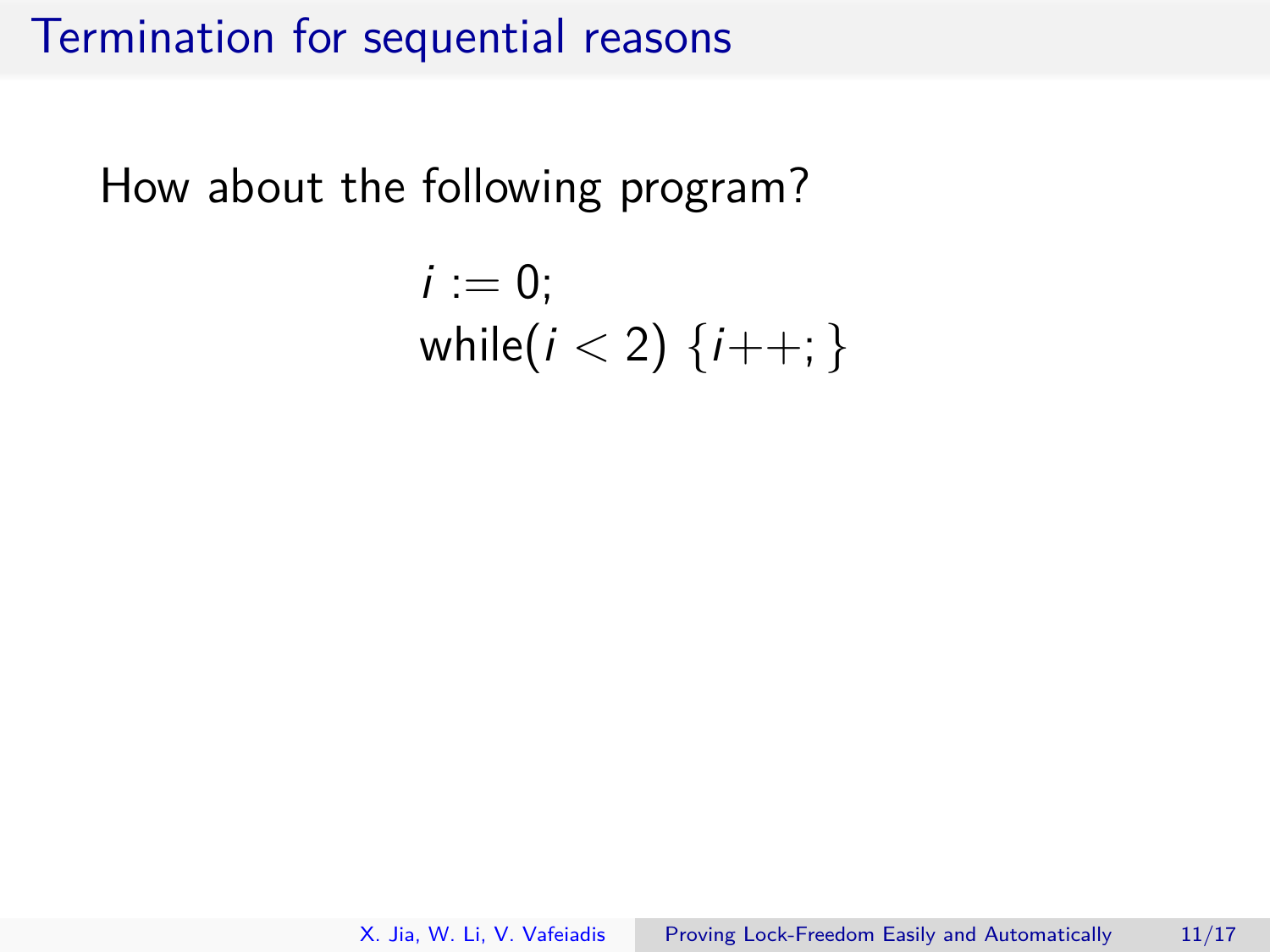# Termination for sequential reasons

How about the following program?

$$i := 0;$$
$$\text{while}(i < 2)\ \{i{+}{+};\}$$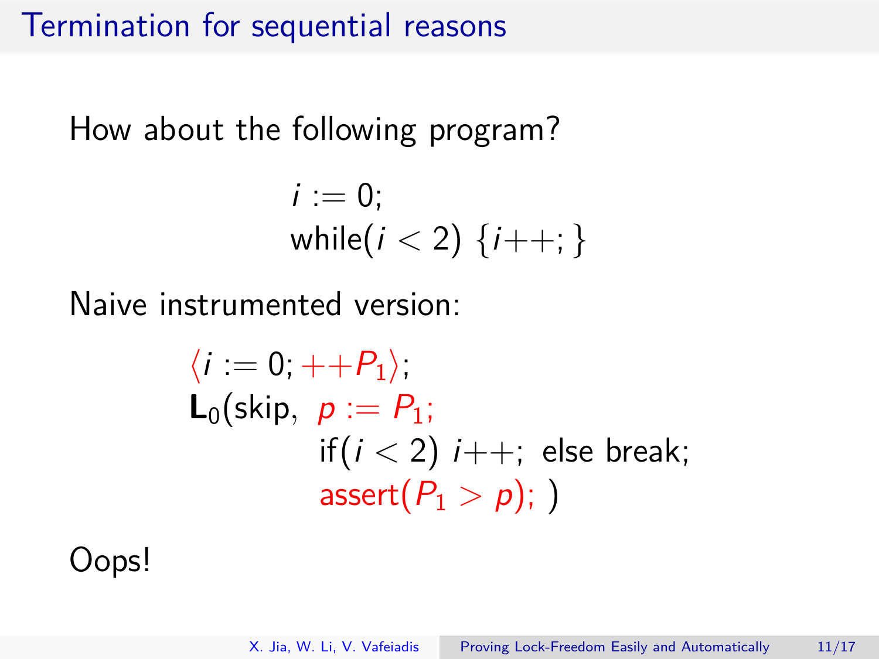# Termination for sequential reasons

How about the following program?

$$
\begin{array}{l}
i := 0; \\
\text{while}(i < 2)\ \{i{+}{+};\}
\end{array}
$$

Naive instrumented version:

$$
\begin{array}{l}
\langle i := 0; {+}{+}P_1 \rangle; \\
\mathbf{L}_0(\text{skip},\ p := P_1; \\
\qquad\qquad \text{if}(i < 2)\ i{+}{+};\ \text{else break}; \\
\qquad\qquad \text{assert}(P_1 > p);\ )
\end{array}
$$

Oops!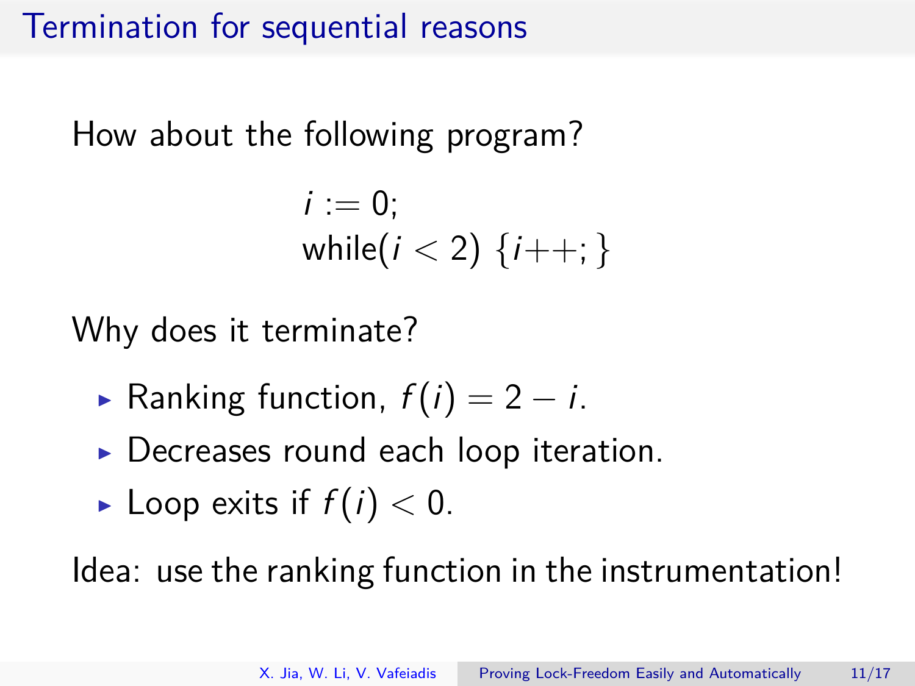# Termination for sequential reasons

How about the following program?

```
i := 0;
while(i < 2) {i++; }
```

Why does it terminate?

- Ranking function, $f(i) = 2 - i$.
- Decreases round each loop iteration.
- Loop exits if $f(i) < 0$.

Idea: use the ranking function in the instrumentation!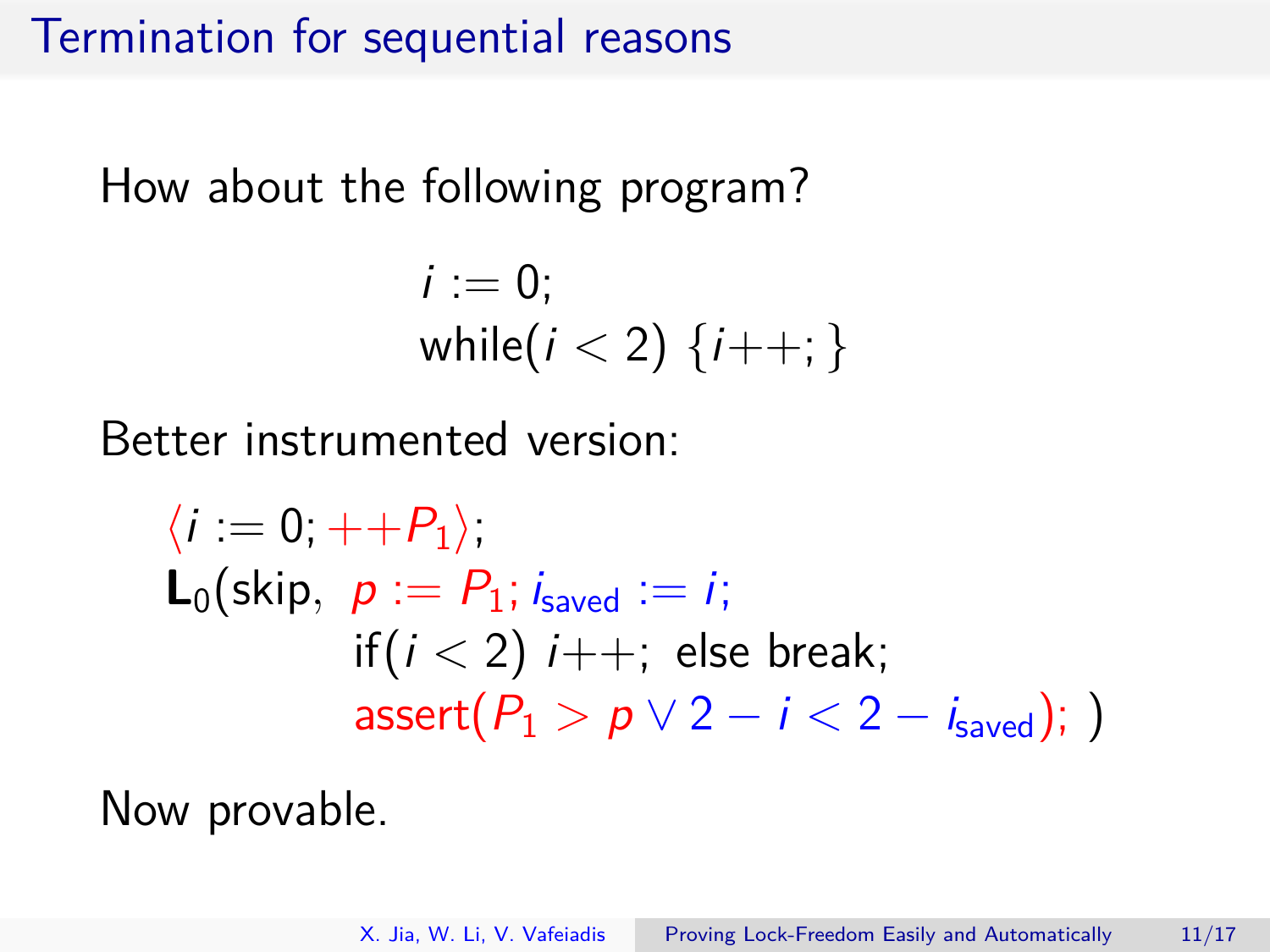# Termination for sequential reasons

How about the following program?

$$
\begin{array}{l}
i := 0; \\
\text{while}(i < 2)\ \{i{+}{+};\}
\end{array}
$$

Better instrumented version:

$$
\begin{array}{l}
\langle i := 0; {+}{+}P_1 \rangle; \\
\mathbf{L}_0(\text{skip},\ \ p := P_1; i_{\text{saved}} := i; \\
\qquad\qquad \text{if}(i < 2)\ i{+}{+};\ \text{else break}; \\
\qquad\qquad \text{assert}(P_1 > p \lor 2 - i < 2 - i_{\text{saved}});\ )
\end{array}
$$

Now provable.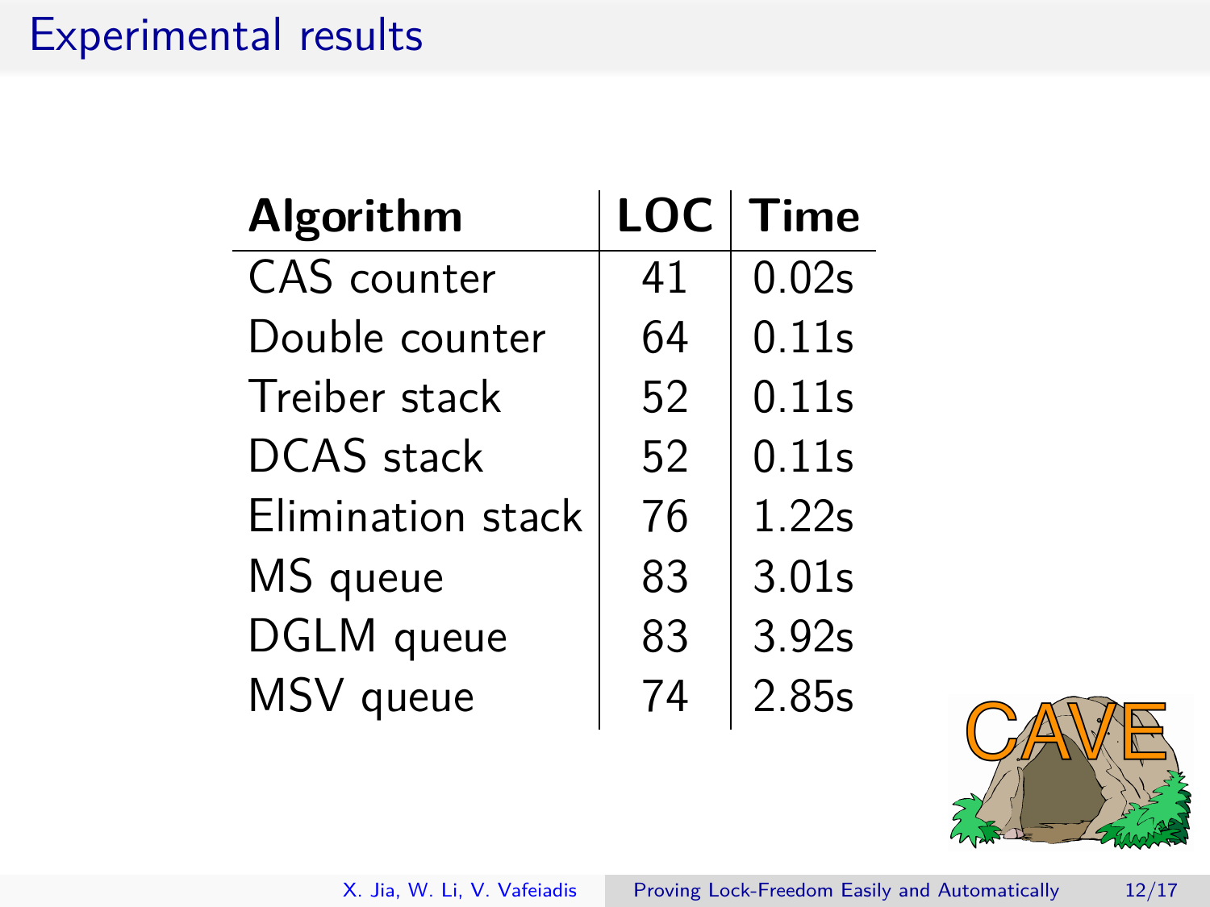# Experimental results

| Algorithm | LOC | Time |
|---|---|---|
| CAS counter | 41 | 0.02s |
| Double counter | 64 | 0.11s |
| Treiber stack | 52 | 0.11s |
| DCAS stack | 52 | 0.11s |
| Elimination stack | 76 | 1.22s |
| MS queue | 83 | 3.01s |
| DGLM queue | 83 | 3.92s |
| MSV queue | 74 | 2.85s |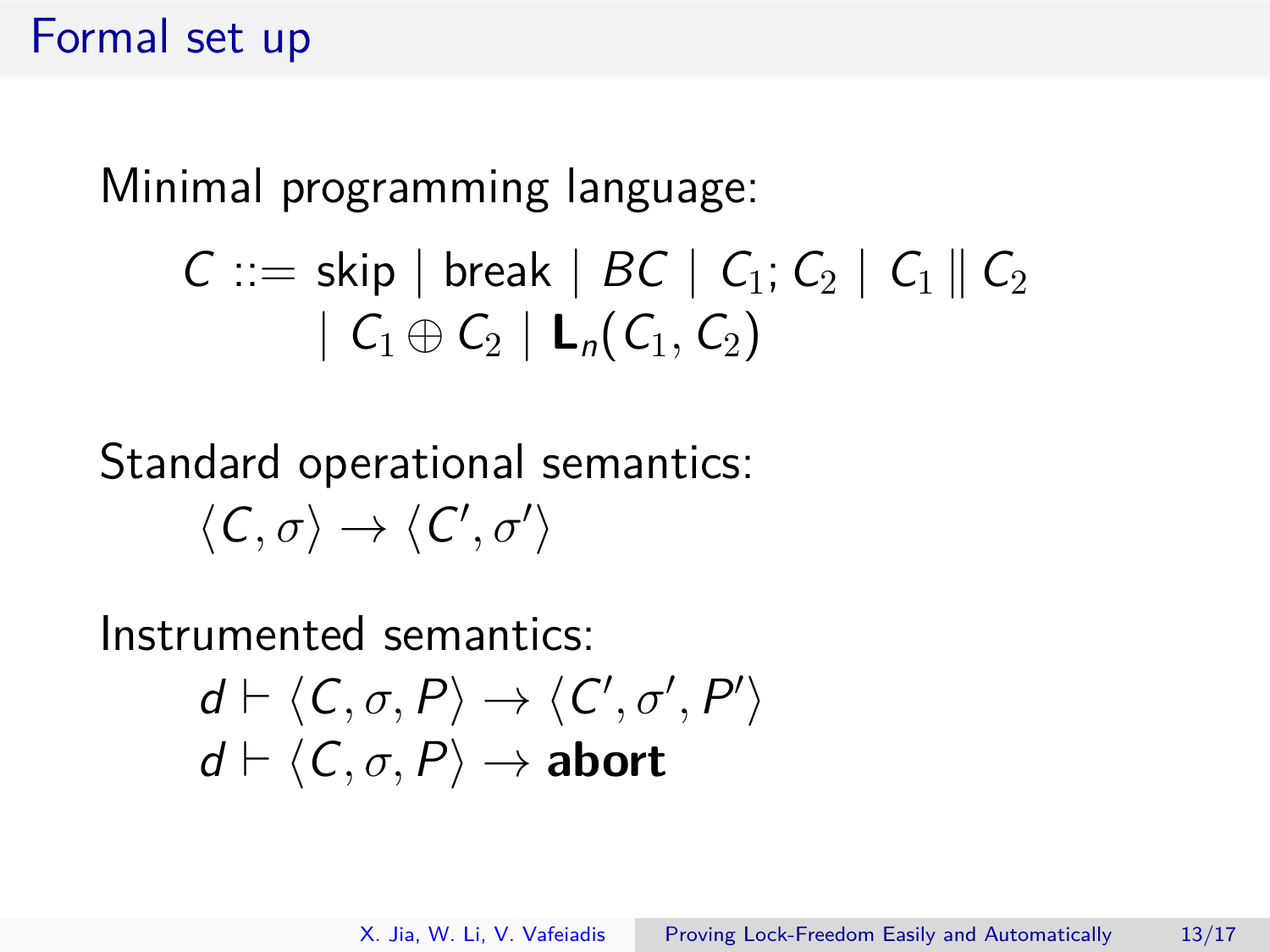# Formal set up

Minimal programming language:

$$C ::= \text{skip} \mid \text{break} \mid BC \mid C_1; C_2 \mid C_1 \parallel C_2 \mid C_1 \oplus C_2 \mid \mathbf{L}_n(C_1, C_2)$$

Standard operational semantics:

$$\langle C, \sigma \rangle \to \langle C', \sigma' \rangle$$

Instrumented semantics:

$$d \vdash \langle C, \sigma, P \rangle \to \langle C', \sigma', P' \rangle$$

$$d \vdash \langle C, \sigma, P \rangle \to \textbf{abort}$$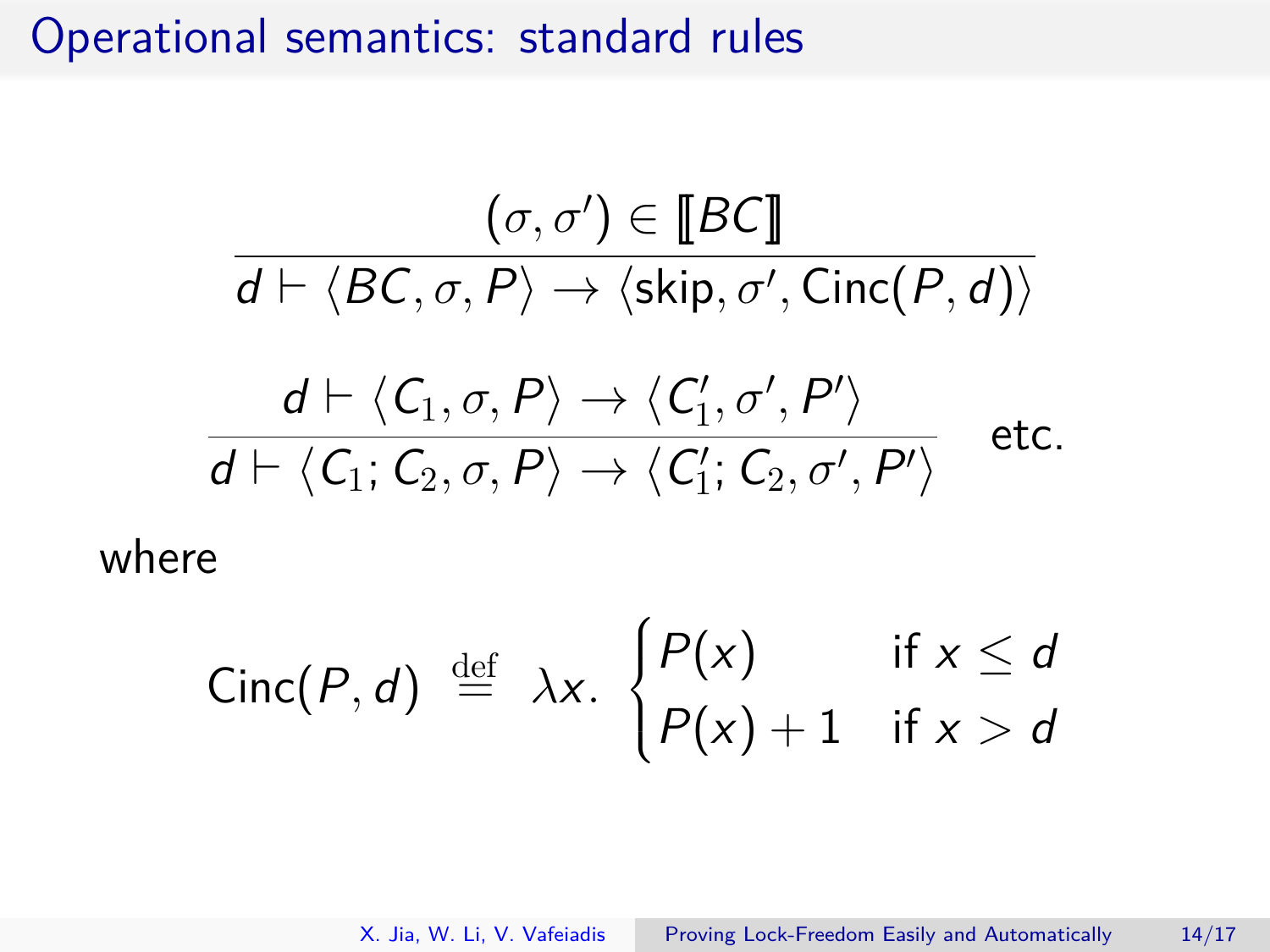# Operational semantics: standard rules

$$\frac{(\sigma, \sigma') \in [\![BC]\!]}{d \vdash \langle BC, \sigma, P \rangle \rightarrow \langle \mathsf{skip}, \sigma', \mathsf{Cinc}(P, d) \rangle}$$

$$\frac{d \vdash \langle C_1, \sigma, P \rangle \rightarrow \langle C_1', \sigma', P' \rangle}{d \vdash \langle C_1; C_2, \sigma, P \rangle \rightarrow \langle C_1'; C_2, \sigma', P' \rangle} \quad \text{etc.}$$

where

$$\mathsf{Cinc}(P, d) \stackrel{\text{def}}{=} \lambda x. \begin{cases} P(x) & \text{if } x \leq d \\ P(x) + 1 & \text{if } x > d \end{cases}$$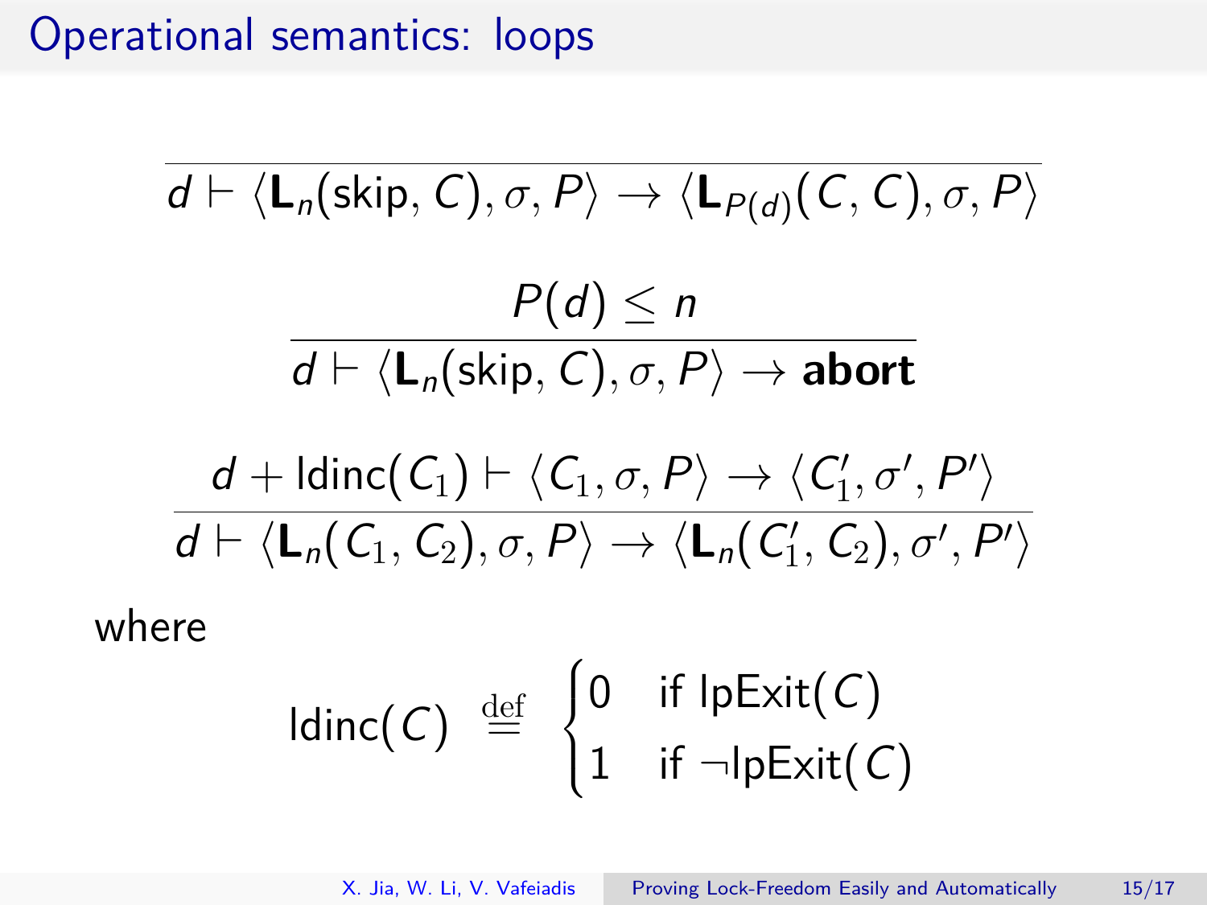# Operational semantics: loops

$$\frac{}{d \vdash \langle \mathbf{L}_n(\mathsf{skip}, C), \sigma, P \rangle \rightarrow \langle \mathbf{L}_{P(d)}(C, C), \sigma, P \rangle}$$

$$\frac{P(d) \leq n}{d \vdash \langle \mathbf{L}_n(\mathsf{skip}, C), \sigma, P \rangle \rightarrow \mathbf{abort}}$$

$$\frac{d + \mathsf{ldinc}(C_1) \vdash \langle C_1, \sigma, P \rangle \rightarrow \langle C_1', \sigma', P' \rangle}{d \vdash \langle \mathbf{L}_n(C_1, C_2), \sigma, P \rangle \rightarrow \langle \mathbf{L}_n(C_1', C_2), \sigma', P' \rangle}$$

where

$$\mathsf{ldinc}(C) \stackrel{\mathrm{def}}{=} \begin{cases} 0 & \text{if } \mathsf{lpExit}(C) \\ 1 & \text{if } \neg\mathsf{lpExit}(C) \end{cases}$$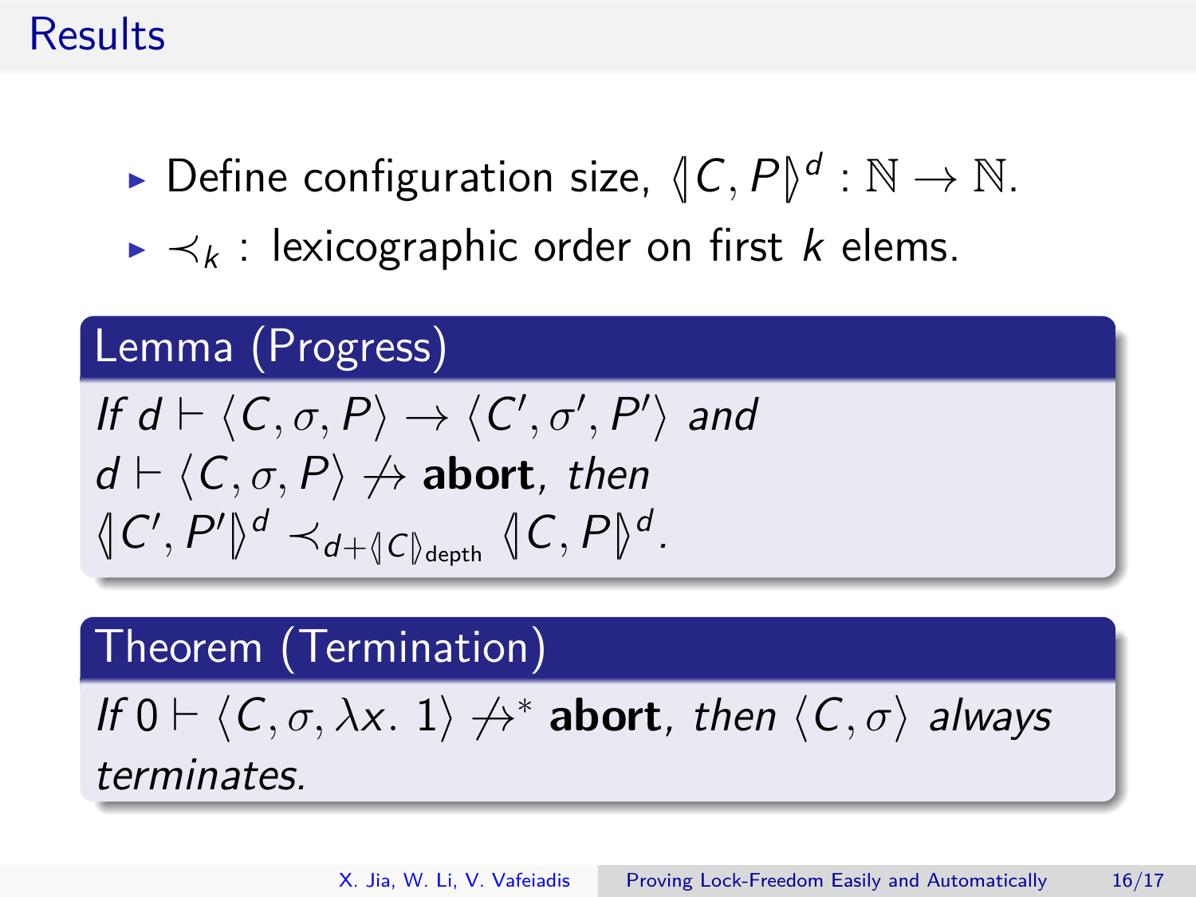# Results

- Define configuration size, $\langle\!| C, P |\!\rangle^d : \mathbb{N} \to \mathbb{N}$.
- $\prec_k$ : lexicographic order on first $k$ elems.

**Lemma (Progress)**

*If* $d \vdash \langle C, \sigma, P \rangle \to \langle C', \sigma', P' \rangle$ *and* $d \vdash \langle C, \sigma, P \rangle \not\to$ **abort**, *then* $\langle\!| C', P' |\!\rangle^d \prec_{d + \langle\!| C |\!\rangle_{\text{depth}}} \langle\!| C, P |\!\rangle^d$.

**Theorem (Termination)**

*If* $0 \vdash \langle C, \sigma, \lambda x.\ 1 \rangle \not\to^*$ **abort**, *then* $\langle C, \sigma \rangle$ *always terminates.*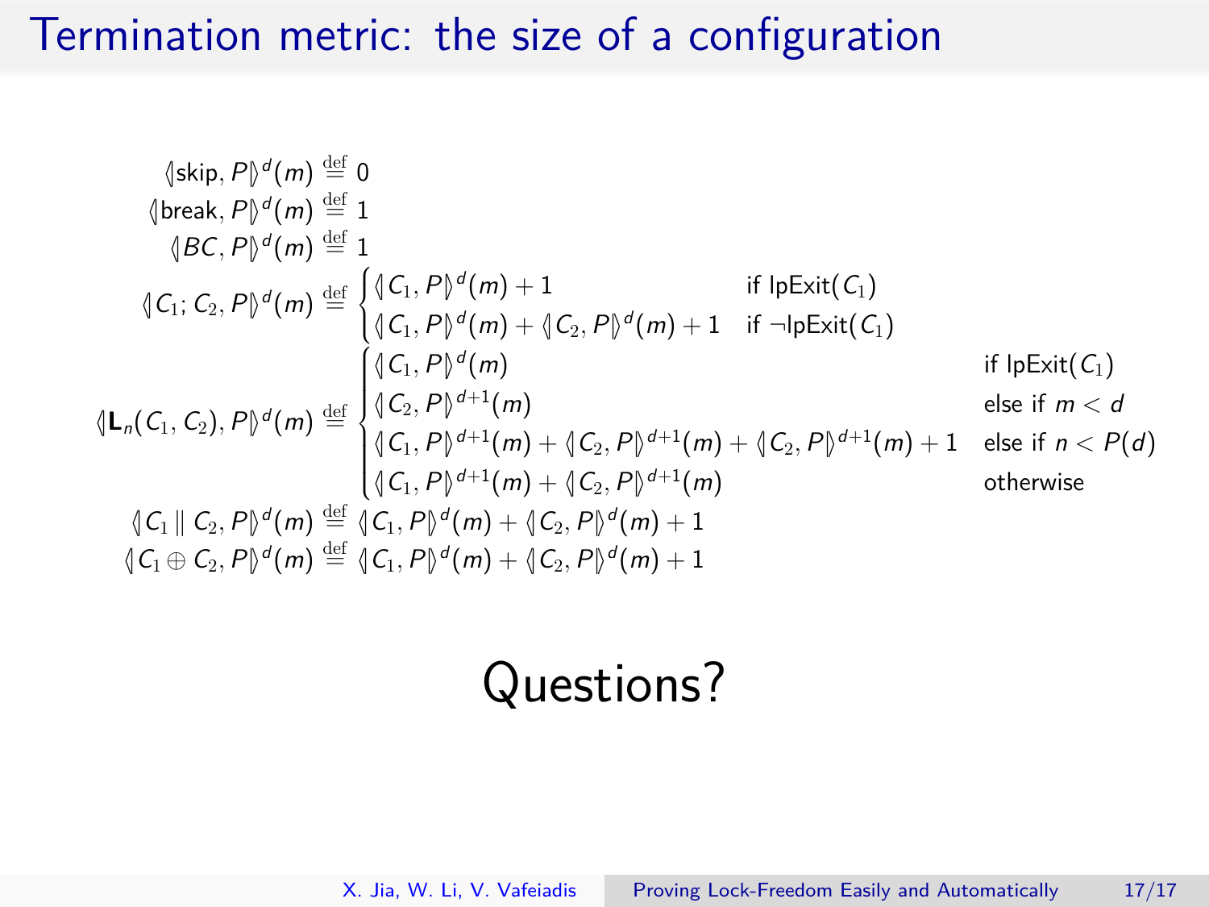# Termination metric: the size of a configuration

$$
\begin{aligned}
\langle\!| \mathsf{skip}, P |\!\rangle^d(m) &\stackrel{\text{def}}{=} 0 \\
\langle\!| \mathsf{break}, P |\!\rangle^d(m) &\stackrel{\text{def}}{=} 1 \\
\langle\!| BC, P |\!\rangle^d(m) &\stackrel{\text{def}}{=} 1 \\
\langle\!| C_1; C_2, P |\!\rangle^d(m) &\stackrel{\text{def}}{=} \begin{cases} \langle\!| C_1, P |\!\rangle^d(m) + 1 & \text{if } \mathsf{lpExit}(C_1) \\ \langle\!| C_1, P |\!\rangle^d(m) + \langle\!| C_2, P |\!\rangle^d(m) + 1 & \text{if } \neg\mathsf{lpExit}(C_1) \end{cases} \\
\langle\!| \mathbf{L}_n(C_1, C_2), P |\!\rangle^d(m) &\stackrel{\text{def}}{=} \begin{cases} \langle\!| C_1, P |\!\rangle^d(m) & \text{if } \mathsf{lpExit}(C_1) \\ \langle\!| C_2, P |\!\rangle^{d+1}(m) & \text{else if } m < d \\ \langle\!| C_1, P |\!\rangle^{d+1}(m) + \langle\!| C_2, P |\!\rangle^{d+1}(m) + \langle\!| C_2, P |\!\rangle^{d+1}(m) + 1 & \text{else if } n < P(d) \\ \langle\!| C_1, P |\!\rangle^{d+1}(m) + \langle\!| C_2, P |\!\rangle^{d+1}(m) & \text{otherwise} \end{cases} \\
\langle\!| C_1 \parallel C_2, P |\!\rangle^d(m) &\stackrel{\text{def}}{=} \langle\!| C_1, P |\!\rangle^d(m) + \langle\!| C_2, P |\!\rangle^d(m) + 1 \\
\langle\!| C_1 \oplus C_2, P |\!\rangle^d(m) &\stackrel{\text{def}}{=} \langle\!| C_1, P |\!\rangle^d(m) + \langle\!| C_2, P |\!\rangle^d(m) + 1
\end{aligned}
$$

Questions?